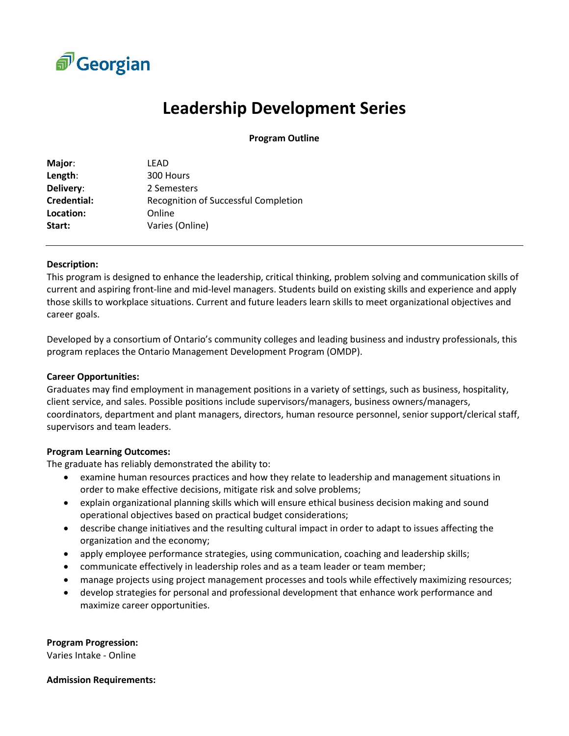Georgian

# Leadership Development Series

**Program Outline**

| | |
|---|---|
| **Major**: | LEAD |
| **Length**: | 300 Hours |
| **Delivery**: | 2 Semesters |
| **Credential:** | Recognition of Successful Completion |
| **Location:** | Online |
| **Start:** | Varies (Online) |

---

**Description:**

This program is designed to enhance the leadership, critical thinking, problem solving and communication skills of current and aspiring front-line and mid-level managers. Students build on existing skills and experience and apply those skills to workplace situations. Current and future leaders learn skills to meet organizational objectives and career goals.

Developed by a consortium of Ontario's community colleges and leading business and industry professionals, this program replaces the Ontario Management Development Program (OMDP).

**Career Opportunities:**

Graduates may find employment in management positions in a variety of settings, such as business, hospitality, client service, and sales. Possible positions include supervisors/managers, business owners/managers, coordinators, department and plant managers, directors, human resource personnel, senior support/clerical staff, supervisors and team leaders.

**Program Learning Outcomes:**

The graduate has reliably demonstrated the ability to:

- examine human resources practices and how they relate to leadership and management situations in order to make effective decisions, mitigate risk and solve problems;
- explain organizational planning skills which will ensure ethical business decision making and sound operational objectives based on practical budget considerations;
- describe change initiatives and the resulting cultural impact in order to adapt to issues affecting the organization and the economy;
- apply employee performance strategies, using communication, coaching and leadership skills;
- communicate effectively in leadership roles and as a team leader or team member;
- manage projects using project management processes and tools while effectively maximizing resources;
- develop strategies for personal and professional development that enhance work performance and maximize career opportunities.

**Program Progression:**

Varies Intake - Online

**Admission Requirements:**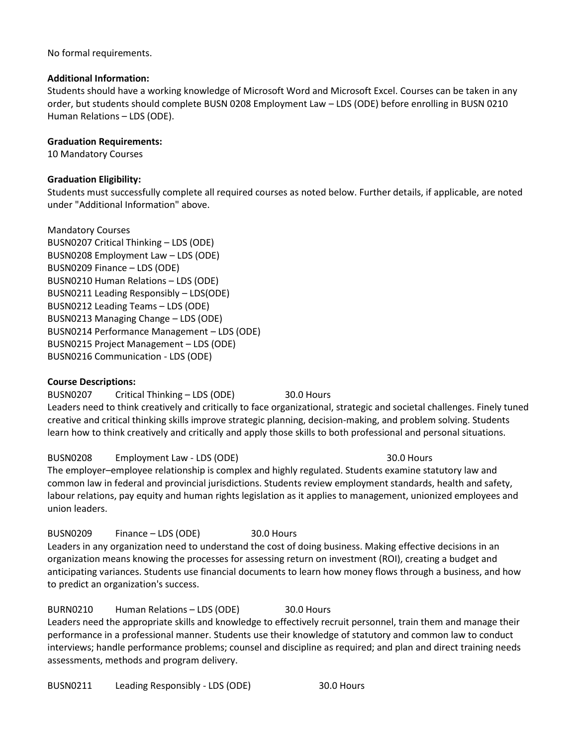No formal requirements.

**Additional Information:**
Students should have a working knowledge of Microsoft Word and Microsoft Excel. Courses can be taken in any order, but students should complete BUSN 0208 Employment Law – LDS (ODE) before enrolling in BUSN 0210 Human Relations – LDS (ODE).

**Graduation Requirements:**
10 Mandatory Courses

**Graduation Eligibility:**
Students must successfully complete all required courses as noted below. Further details, if applicable, are noted under "Additional Information" above.

Mandatory Courses
BUSN0207 Critical Thinking – LDS (ODE)
BUSN0208 Employment Law – LDS (ODE)
BUSN0209 Finance – LDS (ODE)
BUSN0210 Human Relations – LDS (ODE)
BUSN0211 Leading Responsibly – LDS(ODE)
BUSN0212 Leading Teams – LDS (ODE)
BUSN0213 Managing Change – LDS (ODE)
BUSN0214 Performance Management – LDS (ODE)
BUSN0215 Project Management – LDS (ODE)
BUSN0216 Communication - LDS (ODE)

**Course Descriptions:**

BUSN0207 Critical Thinking – LDS (ODE) 30.0 Hours
Leaders need to think creatively and critically to face organizational, strategic and societal challenges. Finely tuned creative and critical thinking skills improve strategic planning, decision-making, and problem solving. Students learn how to think creatively and critically and apply those skills to both professional and personal situations.

BUSN0208 Employment Law - LDS (ODE) 30.0 Hours
The employer–employee relationship is complex and highly regulated. Students examine statutory law and common law in federal and provincial jurisdictions. Students review employment standards, health and safety, labour relations, pay equity and human rights legislation as it applies to management, unionized employees and union leaders.

BUSN0209 Finance – LDS (ODE) 30.0 Hours
Leaders in any organization need to understand the cost of doing business. Making effective decisions in an organization means knowing the processes for assessing return on investment (ROI), creating a budget and anticipating variances. Students use financial documents to learn how money flows through a business, and how to predict an organization's success.

BURN0210 Human Relations – LDS (ODE) 30.0 Hours
Leaders need the appropriate skills and knowledge to effectively recruit personnel, train them and manage their performance in a professional manner. Students use their knowledge of statutory and common law to conduct interviews; handle performance problems; counsel and discipline as required; and plan and direct training needs assessments, methods and program delivery.

BUSN0211 Leading Responsibly - LDS (ODE) 30.0 Hours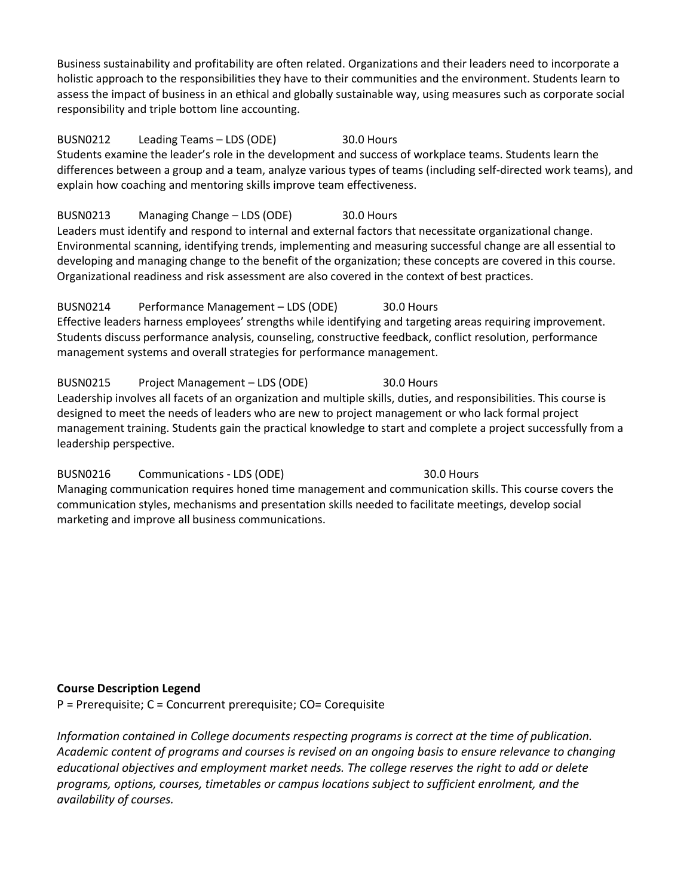Business sustainability and profitability are often related. Organizations and their leaders need to incorporate a holistic approach to the responsibilities they have to their communities and the environment. Students learn to assess the impact of business in an ethical and globally sustainable way, using measures such as corporate social responsibility and triple bottom line accounting.

BUSN0212 Leading Teams – LDS (ODE) 30.0 Hours
Students examine the leader's role in the development and success of workplace teams. Students learn the differences between a group and a team, analyze various types of teams (including self-directed work teams), and explain how coaching and mentoring skills improve team effectiveness.

BUSN0213 Managing Change – LDS (ODE) 30.0 Hours
Leaders must identify and respond to internal and external factors that necessitate organizational change. Environmental scanning, identifying trends, implementing and measuring successful change are all essential to developing and managing change to the benefit of the organization; these concepts are covered in this course. Organizational readiness and risk assessment are also covered in the context of best practices.

BUSN0214 Performance Management – LDS (ODE) 30.0 Hours
Effective leaders harness employees' strengths while identifying and targeting areas requiring improvement. Students discuss performance analysis, counseling, constructive feedback, conflict resolution, performance management systems and overall strategies for performance management.

BUSN0215 Project Management – LDS (ODE) 30.0 Hours
Leadership involves all facets of an organization and multiple skills, duties, and responsibilities. This course is designed to meet the needs of leaders who are new to project management or who lack formal project management training. Students gain the practical knowledge to start and complete a project successfully from a leadership perspective.

BUSN0216 Communications - LDS (ODE) 30.0 Hours
Managing communication requires honed time management and communication skills. This course covers the communication styles, mechanisms and presentation skills needed to facilitate meetings, develop social marketing and improve all business communications.

**Course Description Legend**
P = Prerequisite; C = Concurrent prerequisite; CO= Corequisite

*Information contained in College documents respecting programs is correct at the time of publication. Academic content of programs and courses is revised on an ongoing basis to ensure relevance to changing educational objectives and employment market needs. The college reserves the right to add or delete programs, options, courses, timetables or campus locations subject to sufficient enrolment, and the availability of courses.*